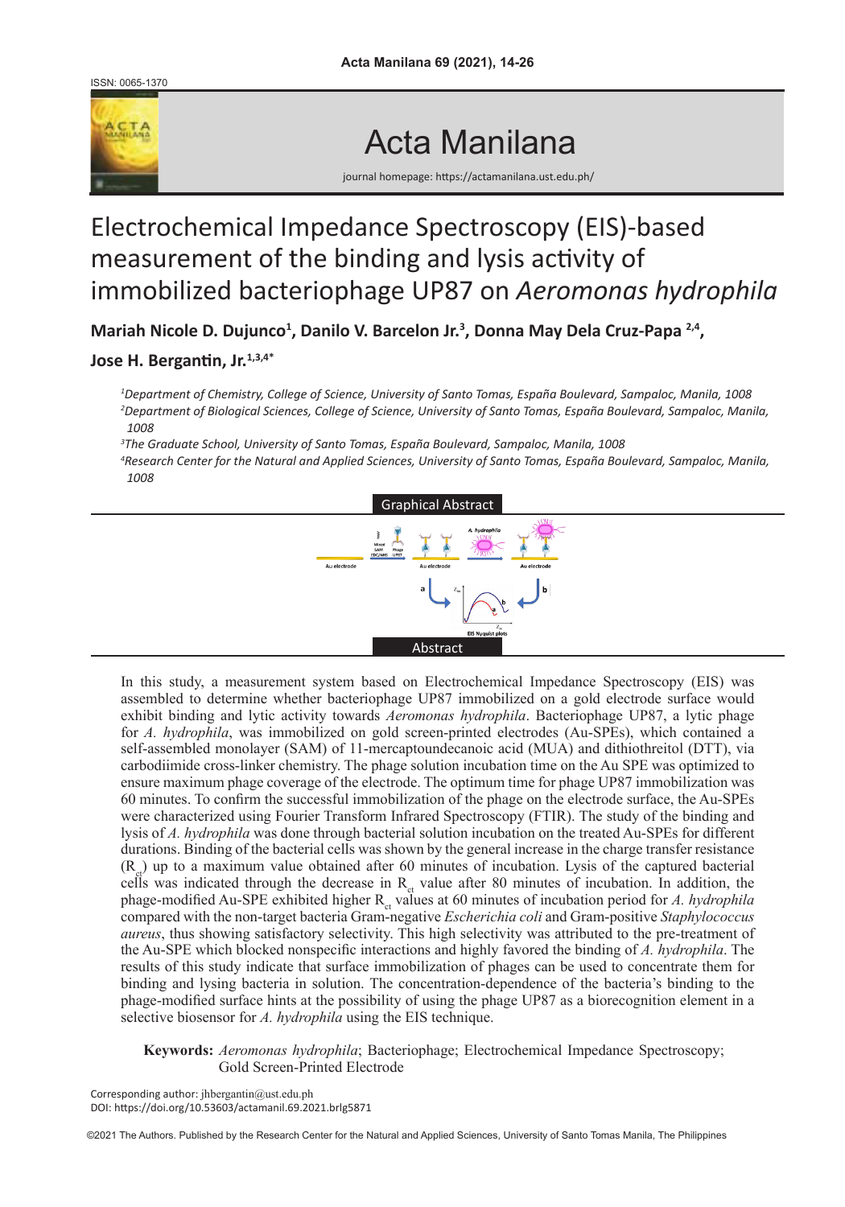ISSN: 0065-1370

# Acta Manilana

journal homepage: https://actamanilana.ust.edu.ph/

# Electrochemical Impedance Spectroscopy (EIS)-based measurement of the binding and lysis activity of immobilized bacteriophage UP87 on *Aeromonas hydrophila*

**Mariah Nicole D. Dujunco[1], Danilo V. Barcelon Jr.[3], Donna May Dela Cruz-Papa [2,4], Jose H. Bergantin, Jr.[1,3,4*]**

*[1]Department of Chemistry, College of Science, University of Santo Tomas, España Boulevard, Sampaloc, Manila, 1008*
*[2]Department of Biological Sciences, College of Science, University of Santo Tomas, España Boulevard, Sampaloc, Manila, 1008*
*[3]The Graduate School, University of Santo Tomas, España Boulevard, Sampaloc, Manila, 1008*
*[4]Research Center for the Natural and Applied Sciences, University of Santo Tomas, España Boulevard, Sampaloc, Manila, 1008*

## Graphical Abstract

## Abstract

In this study, a measurement system based on Electrochemical Impedance Spectroscopy (EIS) was assembled to determine whether bacteriophage UP87 immobilized on a gold electrode surface would exhibit binding and lytic activity towards *Aeromonas hydrophila*. Bacteriophage UP87, a lytic phage for *A. hydrophila*, was immobilized on gold screen-printed electrodes (Au-SPEs), which contained a self-assembled monolayer (SAM) of 11-mercaptoundecanoic acid (MUA) and dithiothreitol (DTT), via carbodiimide cross-linker chemistry. The phage solution incubation time on the Au SPE was optimized to ensure maximum phage coverage of the electrode. The optimum time for phage UP87 immobilization was 60 minutes. To confirm the successful immobilization of the phage on the electrode surface, the Au-SPEs were characterized using Fourier Transform Infrared Spectroscopy (FTIR). The study of the binding and lysis of *A. hydrophila* was done through bacterial solution incubation on the treated Au-SPEs for different durations. Binding of the bacterial cells was shown by the general increase in the charge transfer resistance ($R_{ct}$) up to a maximum value obtained after 60 minutes of incubation. Lysis of the captured bacterial cells was indicated through the decrease in $R_{ct}$ value after 80 minutes of incubation. In addition, the phage-modified Au-SPE exhibited higher $R_{ct}$ values at 60 minutes of incubation period for *A. hydrophila* compared with the non-target bacteria Gram-negative *Escherichia coli* and Gram-positive *Staphylococcus aureus*, thus showing satisfactory selectivity. This high selectivity was attributed to the pre-treatment of the Au-SPE which blocked nonspecific interactions and highly favored the binding of *A. hydrophila*. The results of this study indicate that surface immobilization of phages can be used to concentrate them for binding and lysing bacteria in solution. The concentration-dependence of the bacteria's binding to the phage-modified surface hints at the possibility of using the phage UP87 as a biorecognition element in a selective biosensor for *A. hydrophila* using the EIS technique.

**Keywords:** *Aeromonas hydrophila*; Bacteriophage; Electrochemical Impedance Spectroscopy; Gold Screen-Printed Electrode

Corresponding author: jhbergantin@ust.edu.ph
DOI: https://doi.org/10.53603/actamanil.69.2021.brlg5871

©2021 The Authors. Published by the Research Center for the Natural and Applied Sciences, University of Santo Tomas Manila, The Philippines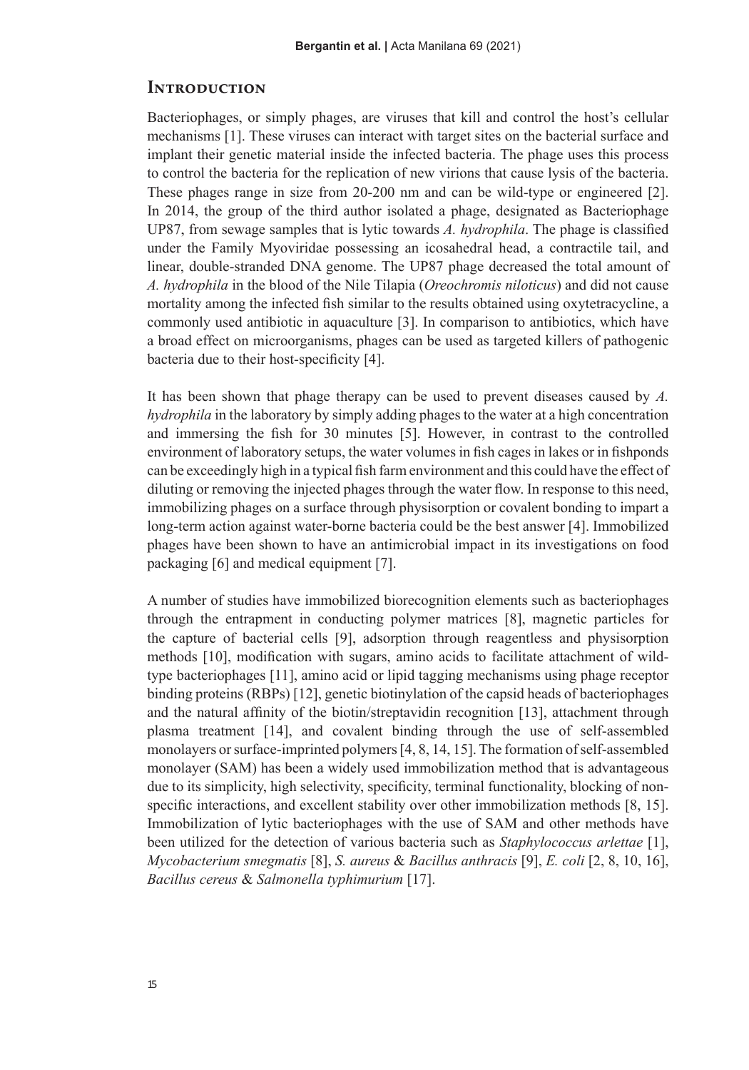## Introduction

Bacteriophages, or simply phages, are viruses that kill and control the host's cellular mechanisms [1]. These viruses can interact with target sites on the bacterial surface and implant their genetic material inside the infected bacteria. The phage uses this process to control the bacteria for the replication of new virions that cause lysis of the bacteria. These phages range in size from 20-200 nm and can be wild-type or engineered [2]. In 2014, the group of the third author isolated a phage, designated as Bacteriophage UP87, from sewage samples that is lytic towards *A. hydrophila*. The phage is classified under the Family Myoviridae possessing an icosahedral head, a contractile tail, and linear, double-stranded DNA genome. The UP87 phage decreased the total amount of *A. hydrophila* in the blood of the Nile Tilapia (*Oreochromis niloticus*) and did not cause mortality among the infected fish similar to the results obtained using oxytetracycline, a commonly used antibiotic in aquaculture [3]. In comparison to antibiotics, which have a broad effect on microorganisms, phages can be used as targeted killers of pathogenic bacteria due to their host-specificity [4].

It has been shown that phage therapy can be used to prevent diseases caused by *A. hydrophila* in the laboratory by simply adding phages to the water at a high concentration and immersing the fish for 30 minutes [5]. However, in contrast to the controlled environment of laboratory setups, the water volumes in fish cages in lakes or in fishponds can be exceedingly high in a typical fish farm environment and this could have the effect of diluting or removing the injected phages through the water flow. In response to this need, immobilizing phages on a surface through physisorption or covalent bonding to impart a long-term action against water-borne bacteria could be the best answer [4]. Immobilized phages have been shown to have an antimicrobial impact in its investigations on food packaging [6] and medical equipment [7].

A number of studies have immobilized biorecognition elements such as bacteriophages through the entrapment in conducting polymer matrices [8], magnetic particles for the capture of bacterial cells [9], adsorption through reagentless and physisorption methods [10], modification with sugars, amino acids to facilitate attachment of wild-type bacteriophages [11], amino acid or lipid tagging mechanisms using phage receptor binding proteins (RBPs) [12], genetic biotinylation of the capsid heads of bacteriophages and the natural affinity of the biotin/streptavidin recognition [13], attachment through plasma treatment [14], and covalent binding through the use of self-assembled monolayers or surface-imprinted polymers [4, 8, 14, 15]. The formation of self-assembled monolayer (SAM) has been a widely used immobilization method that is advantageous due to its simplicity, high selectivity, specificity, terminal functionality, blocking of non-specific interactions, and excellent stability over other immobilization methods [8, 15]. Immobilization of lytic bacteriophages with the use of SAM and other methods have been utilized for the detection of various bacteria such as *Staphylococcus arlettae* [1], *Mycobacterium smegmatis* [8], *S. aureus* & *Bacillus anthracis* [9], *E. coli* [2, 8, 10, 16], *Bacillus cereus* & *Salmonella typhimurium* [17].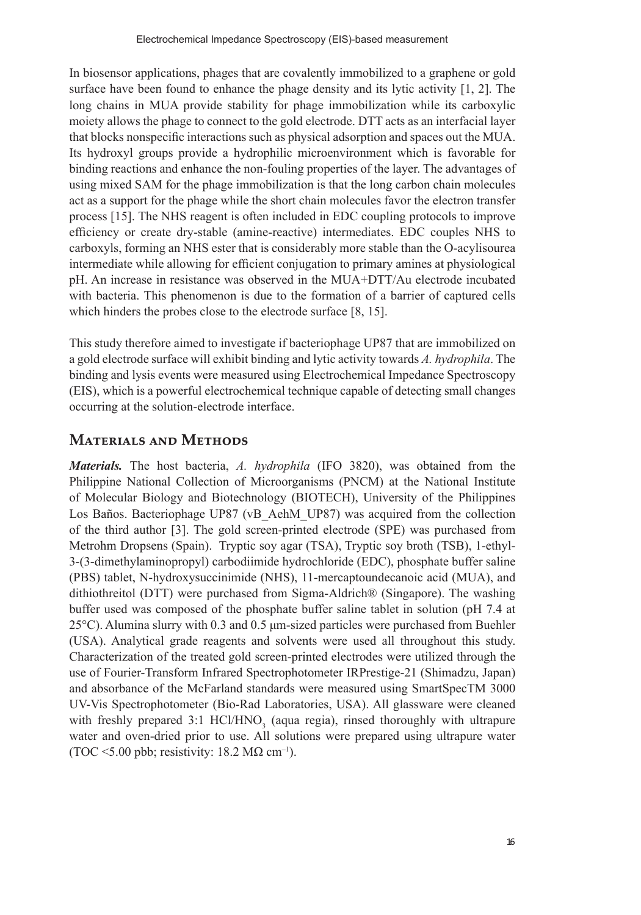In biosensor applications, phages that are covalently immobilized to a graphene or gold surface have been found to enhance the phage density and its lytic activity [1, 2]. The long chains in MUA provide stability for phage immobilization while its carboxylic moiety allows the phage to connect to the gold electrode. DTT acts as an interfacial layer that blocks nonspecific interactions such as physical adsorption and spaces out the MUA. Its hydroxyl groups provide a hydrophilic microenvironment which is favorable for binding reactions and enhance the non-fouling properties of the layer. The advantages of using mixed SAM for the phage immobilization is that the long carbon chain molecules act as a support for the phage while the short chain molecules favor the electron transfer process [15]. The NHS reagent is often included in EDC coupling protocols to improve efficiency or create dry-stable (amine-reactive) intermediates. EDC couples NHS to carboxyls, forming an NHS ester that is considerably more stable than the O-acylisourea intermediate while allowing for efficient conjugation to primary amines at physiological pH. An increase in resistance was observed in the MUA+DTT/Au electrode incubated with bacteria. This phenomenon is due to the formation of a barrier of captured cells which hinders the probes close to the electrode surface [8, 15].

This study therefore aimed to investigate if bacteriophage UP87 that are immobilized on a gold electrode surface will exhibit binding and lytic activity towards *A. hydrophila*. The binding and lysis events were measured using Electrochemical Impedance Spectroscopy (EIS), which is a powerful electrochemical technique capable of detecting small changes occurring at the solution-electrode interface.

## Materials and Methods

***Materials.*** The host bacteria, *A. hydrophila* (IFO 3820), was obtained from the Philippine National Collection of Microorganisms (PNCM) at the National Institute of Molecular Biology and Biotechnology (BIOTECH), University of the Philippines Los Baños. Bacteriophage UP87 (vB_AehM_UP87) was acquired from the collection of the third author [3]. The gold screen-printed electrode (SPE) was purchased from Metrohm Dropsens (Spain). Tryptic soy agar (TSA), Tryptic soy broth (TSB), 1-ethyl-3-(3-dimethylaminopropyl) carbodiimide hydrochloride (EDC), phosphate buffer saline (PBS) tablet, N-hydroxysuccinimide (NHS), 11-mercaptoundecanoic acid (MUA), and dithiothreitol (DTT) were purchased from Sigma-Aldrich® (Singapore). The washing buffer used was composed of the phosphate buffer saline tablet in solution (pH 7.4 at 25°C). Alumina slurry with 0.3 and 0.5 μm-sized particles were purchased from Buehler (USA). Analytical grade reagents and solvents were used all throughout this study. Characterization of the treated gold screen-printed electrodes were utilized through the use of Fourier-Transform Infrared Spectrophotometer IRPrestige-21 (Shimadzu, Japan) and absorbance of the McFarland standards were measured using SmartSpecTM 3000 UV-Vis Spectrophotometer (Bio-Rad Laboratories, USA). All glassware were cleaned with freshly prepared 3:1 $HCl/HNO_3$ (aqua regia), rinsed thoroughly with ultrapure water and oven-dried prior to use. All solutions were prepared using ultrapure water (TOC <5.00 pbb; resistivity: 18.2 MΩ $cm^{-1}$).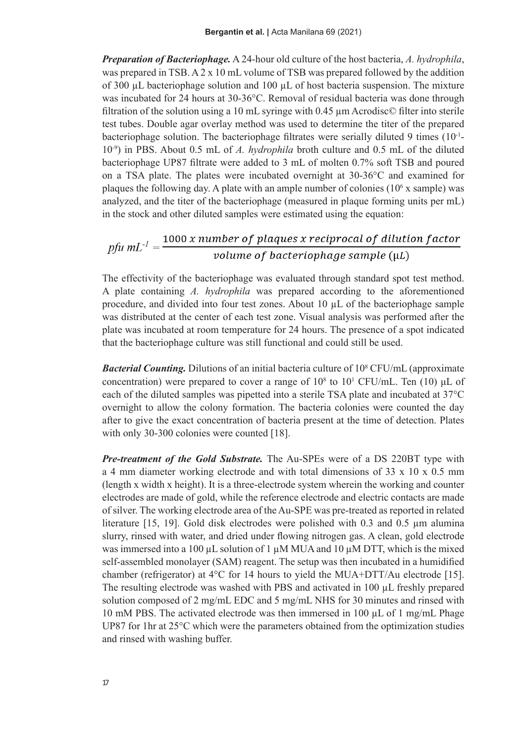***Preparation of Bacteriophage.*** A 24-hour old culture of the host bacteria, *A. hydrophila*, was prepared in TSB. A 2 x 10 mL volume of TSB was prepared followed by the addition of 300 µL bacteriophage solution and 100 µL of host bacteria suspension. The mixture was incubated for 24 hours at 30-36°C. Removal of residual bacteria was done through filtration of the solution using a 10 mL syringe with 0.45 µm Acrodisc© filter into sterile test tubes. Double agar overlay method was used to determine the titer of the prepared bacteriophage solution. The bacteriophage filtrates were serially diluted 9 times ($10^{-1}$-$10^{-9}$) in PBS. About 0.5 mL of *A. hydrophila* broth culture and 0.5 mL of the diluted bacteriophage UP87 filtrate were added to 3 mL of molten 0.7% soft TSB and poured on a TSA plate. The plates were incubated overnight at 30-36°C and examined for plaques the following day. A plate with an ample number of colonies ($10^6$ x sample) was analyzed, and the titer of the bacteriophage (measured in plaque forming units per mL) in the stock and other diluted samples were estimated using the equation:

$$pfu\ mL^{-1} = \frac{1000\ x\ number\ of\ plaques\ x\ reciprocal\ of\ dilution\ factor}{volume\ of\ bacteriophage\ sample\ (\mu L)}$$

The effectivity of the bacteriophage was evaluated through standard spot test method. A plate containing *A. hydrophila* was prepared according to the aforementioned procedure, and divided into four test zones. About 10 µL of the bacteriophage sample was distributed at the center of each test zone. Visual analysis was performed after the plate was incubated at room temperature for 24 hours. The presence of a spot indicated that the bacteriophage culture was still functional and could still be used.

***Bacterial Counting.*** Dilutions of an initial bacteria culture of $10^8$ CFU/mL (approximate concentration) were prepared to cover a range of $10^8$ to $10^1$ CFU/mL. Ten (10) µL of each of the diluted samples was pipetted into a sterile TSA plate and incubated at 37°C overnight to allow the colony formation. The bacteria colonies were counted the day after to give the exact concentration of bacteria present at the time of detection. Plates with only 30-300 colonies were counted [18].

***Pre-treatment of the Gold Substrate.*** The Au-SPEs were of a DS 220BT type with a 4 mm diameter working electrode and with total dimensions of 33 x 10 x 0.5 mm (length x width x height). It is a three-electrode system wherein the working and counter electrodes are made of gold, while the reference electrode and electric contacts are made of silver. The working electrode area of the Au-SPE was pre-treated as reported in related literature [15, 19]. Gold disk electrodes were polished with 0.3 and 0.5 µm alumina slurry, rinsed with water, and dried under flowing nitrogen gas. A clean, gold electrode was immersed into a 100 µL solution of 1 µM MUA and 10 µM DTT, which is the mixed self-assembled monolayer (SAM) reagent. The setup was then incubated in a humidified chamber (refrigerator) at 4°C for 14 hours to yield the MUA+DTT/Au electrode [15]. The resulting electrode was washed with PBS and activated in 100 µL freshly prepared solution composed of 2 mg/mL EDC and 5 mg/mL NHS for 30 minutes and rinsed with 10 mM PBS. The activated electrode was then immersed in 100 µL of 1 mg/mL Phage UP87 for 1hr at 25°C which were the parameters obtained from the optimization studies and rinsed with washing buffer.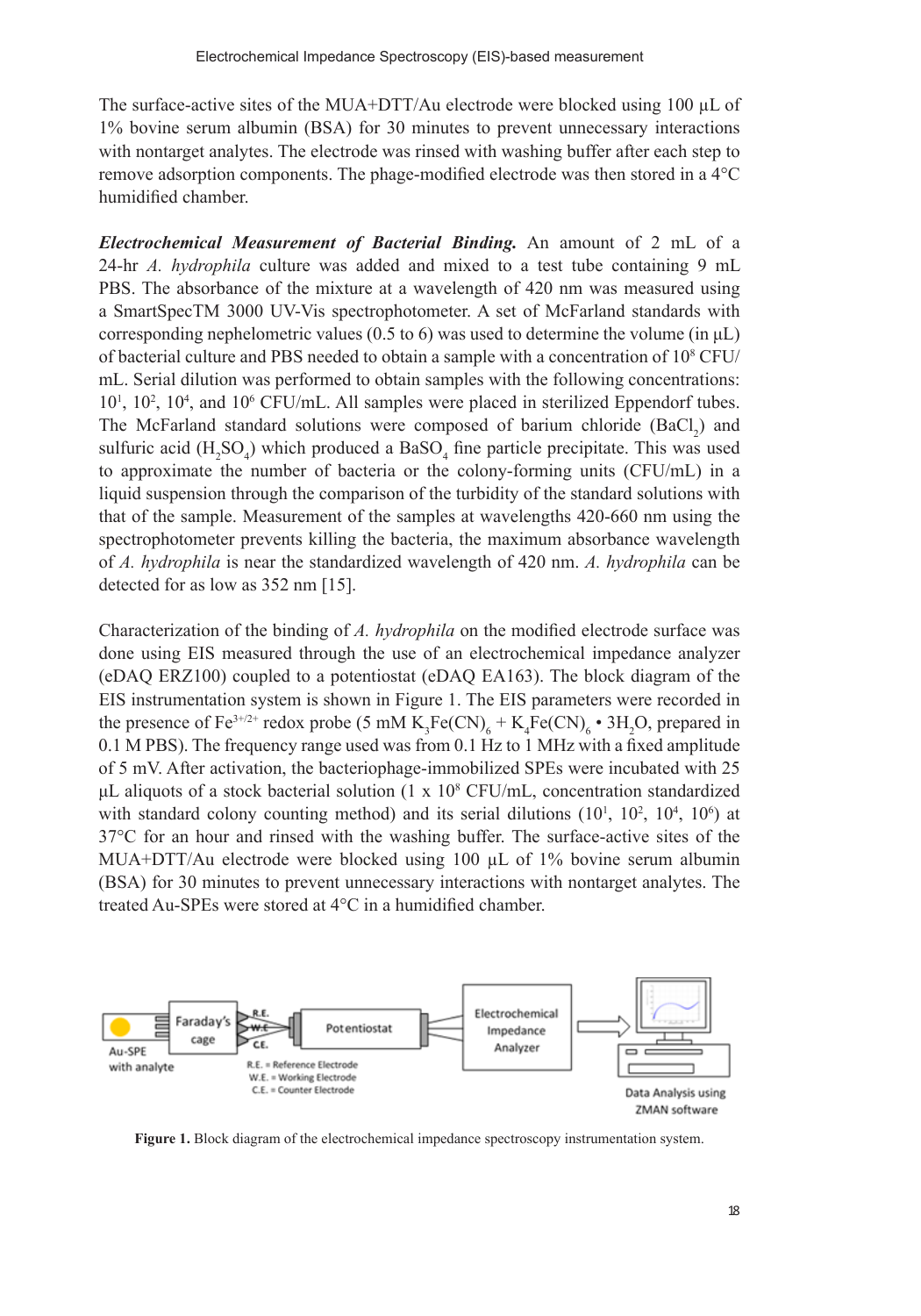The surface-active sites of the MUA+DTT/Au electrode were blocked using 100 µL of 1% bovine serum albumin (BSA) for 30 minutes to prevent unnecessary interactions with nontarget analytes. The electrode was rinsed with washing buffer after each step to remove adsorption components. The phage-modified electrode was then stored in a 4°C humidified chamber.

***Electrochemical Measurement of Bacterial Binding.*** An amount of 2 mL of a 24-hr *A. hydrophila* culture was added and mixed to a test tube containing 9 mL PBS. The absorbance of the mixture at a wavelength of 420 nm was measured using a SmartSpecTM 3000 UV-Vis spectrophotometer. A set of McFarland standards with corresponding nephelometric values (0.5 to 6) was used to determine the volume (in µL) of bacterial culture and PBS needed to obtain a sample with a concentration of $10^8$ CFU/mL. Serial dilution was performed to obtain samples with the following concentrations: $10^1$, $10^2$, $10^4$, and $10^6$ CFU/mL. All samples were placed in sterilized Eppendorf tubes. The McFarland standard solutions were composed of barium chloride ($BaCl_2$) and sulfuric acid ($H_2SO_4$) which produced a $BaSO_4$ fine particle precipitate. This was used to approximate the number of bacteria or the colony-forming units (CFU/mL) in a liquid suspension through the comparison of the turbidity of the standard solutions with that of the sample. Measurement of the samples at wavelengths 420-660 nm using the spectrophotometer prevents killing the bacteria, the maximum absorbance wavelength of *A. hydrophila* is near the standardized wavelength of 420 nm. *A. hydrophila* can be detected for as low as 352 nm [15].

Characterization of the binding of *A. hydrophila* on the modified electrode surface was done using EIS measured through the use of an electrochemical impedance analyzer (eDAQ ERZ100) coupled to a potentiostat (eDAQ EA163). The block diagram of the EIS instrumentation system is shown in Figure 1. The EIS parameters were recorded in the presence of $Fe^{3+/2+}$ redox probe (5 mM $K_3Fe(CN)_6$ + $K_4Fe(CN)_6 \cdot 3H_2O$, prepared in 0.1 M PBS). The frequency range used was from 0.1 Hz to 1 MHz with a fixed amplitude of 5 mV. After activation, the bacteriophage-immobilized SPEs were incubated with 25 µL aliquots of a stock bacterial solution (1 x $10^8$ CFU/mL, concentration standardized with standard colony counting method) and its serial dilutions ($10^1$, $10^2$, $10^4$, $10^6$) at 37°C for an hour and rinsed with the washing buffer. The surface-active sites of the MUA+DTT/Au electrode were blocked using 100 µL of 1% bovine serum albumin (BSA) for 30 minutes to prevent unnecessary interactions with nontarget analytes. The treated Au-SPEs were stored at 4°C in a humidified chamber.

Au-SPE with analyte → Faraday's cage → (R.E., W.E., C.E.) → Potentiostat → Electrochemical Impedance Analyzer → Data Analysis using ZMAN software

R.E. = Reference Electrode
W.E. = Working Electrode
C.E. = Counter Electrode

**Figure 1.** Block diagram of the electrochemical impedance spectroscopy instrumentation system.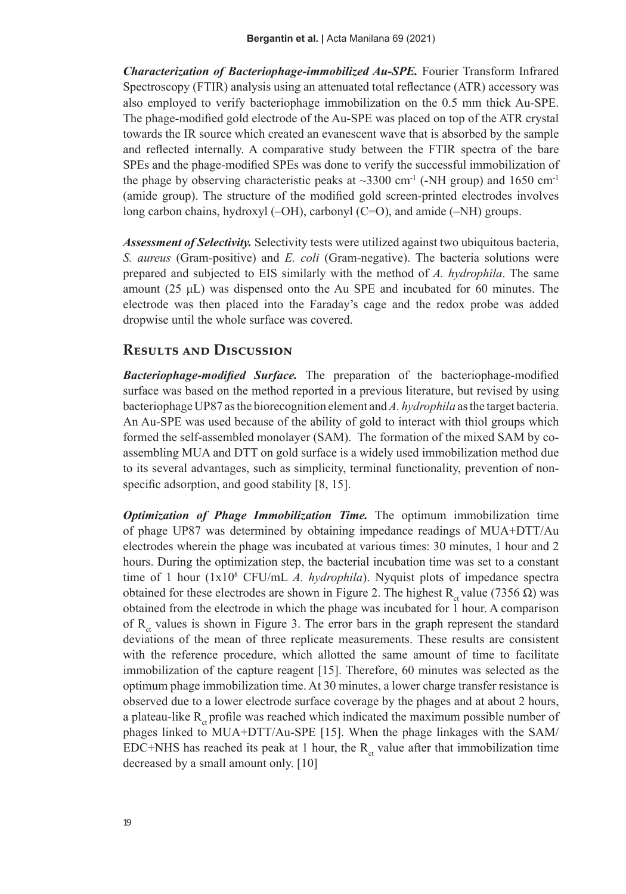***Characterization of Bacteriophage-immobilized Au-SPE.*** Fourier Transform Infrared Spectroscopy (FTIR) analysis using an attenuated total reflectance (ATR) accessory was also employed to verify bacteriophage immobilization on the 0.5 mm thick Au-SPE. The phage-modified gold electrode of the Au-SPE was placed on top of the ATR crystal towards the IR source which created an evanescent wave that is absorbed by the sample and reflected internally. A comparative study between the FTIR spectra of the bare SPEs and the phage-modified SPEs was done to verify the successful immobilization of the phage by observing characteristic peaks at ~3300 $cm^{-1}$ (-NH group) and 1650 $cm^{-1}$ (amide group). The structure of the modified gold screen-printed electrodes involves long carbon chains, hydroxyl (–OH), carbonyl (C=O), and amide (–NH) groups.

***Assessment of Selectivity.*** Selectivity tests were utilized against two ubiquitous bacteria, *S. aureus* (Gram-positive) and *E. coli* (Gram-negative). The bacteria solutions were prepared and subjected to EIS similarly with the method of *A. hydrophila*. The same amount (25 µL) was dispensed onto the Au SPE and incubated for 60 minutes. The electrode was then placed into the Faraday's cage and the redox probe was added dropwise until the whole surface was covered.

## Results and Discussion

***Bacteriophage-modified Surface.*** The preparation of the bacteriophage-modified surface was based on the method reported in a previous literature, but revised by using bacteriophage UP87 as the biorecognition element and *A. hydrophila* as the target bacteria. An Au-SPE was used because of the ability of gold to interact with thiol groups which formed the self-assembled monolayer (SAM). The formation of the mixed SAM by co-assembling MUA and DTT on gold surface is a widely used immobilization method due to its several advantages, such as simplicity, terminal functionality, prevention of non-specific adsorption, and good stability [8, 15].

***Optimization of Phage Immobilization Time.*** The optimum immobilization time of phage UP87 was determined by obtaining impedance readings of MUA+DTT/Au electrodes wherein the phage was incubated at various times: 30 minutes, 1 hour and 2 hours. During the optimization step, the bacterial incubation time was set to a constant time of 1 hour ($1x10^8$ CFU/mL *A. hydrophila*). Nyquist plots of impedance spectra obtained for these electrodes are shown in Figure 2. The highest $R_{ct}$ value (7356 Ω) was obtained from the electrode in which the phage was incubated for 1 hour. A comparison of $R_{ct}$ values is shown in Figure 3. The error bars in the graph represent the standard deviations of the mean of three replicate measurements. These results are consistent with the reference procedure, which allotted the same amount of time to facilitate immobilization of the capture reagent [15]. Therefore, 60 minutes was selected as the optimum phage immobilization time. At 30 minutes, a lower charge transfer resistance is observed due to a lower electrode surface coverage by the phages and at about 2 hours, a plateau-like $R_{ct}$ profile was reached which indicated the maximum possible number of phages linked to MUA+DTT/Au-SPE [15]. When the phage linkages with the SAM/EDC+NHS has reached its peak at 1 hour, the $R_{ct}$ value after that immobilization time decreased by a small amount only. [10]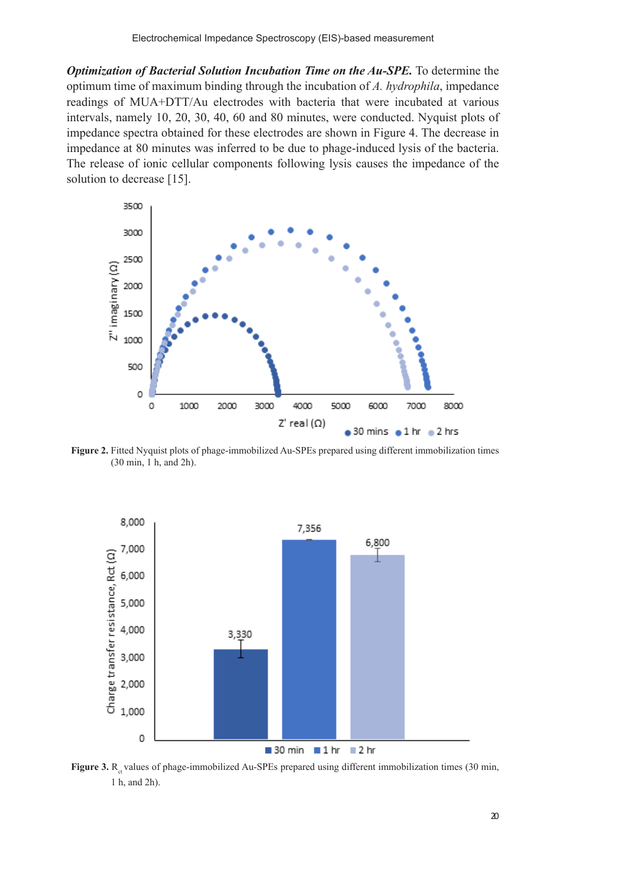***Optimization of Bacterial Solution Incubation Time on the Au-SPE.*** To determine the optimum time of maximum binding through the incubation of *A. hydrophila*, impedance readings of MUA+DTT/Au electrodes with bacteria that were incubated at various intervals, namely 10, 20, 30, 40, 60 and 80 minutes, were conducted. Nyquist plots of impedance spectra obtained for these electrodes are shown in Figure 4. The decrease in impedance at 80 minutes was inferred to be due to phage-induced lysis of the bacteria. The release of ionic cellular components following lysis causes the impedance of the solution to decrease [15].

**Figure 2.** Fitted Nyquist plots of phage-immobilized Au-SPEs prepared using different immobilization times (30 min, 1 h, and 2h).

**Figure 3.** $R_{ct}$ values of phage-immobilized Au-SPEs prepared using different immobilization times (30 min, 1 h, and 2h).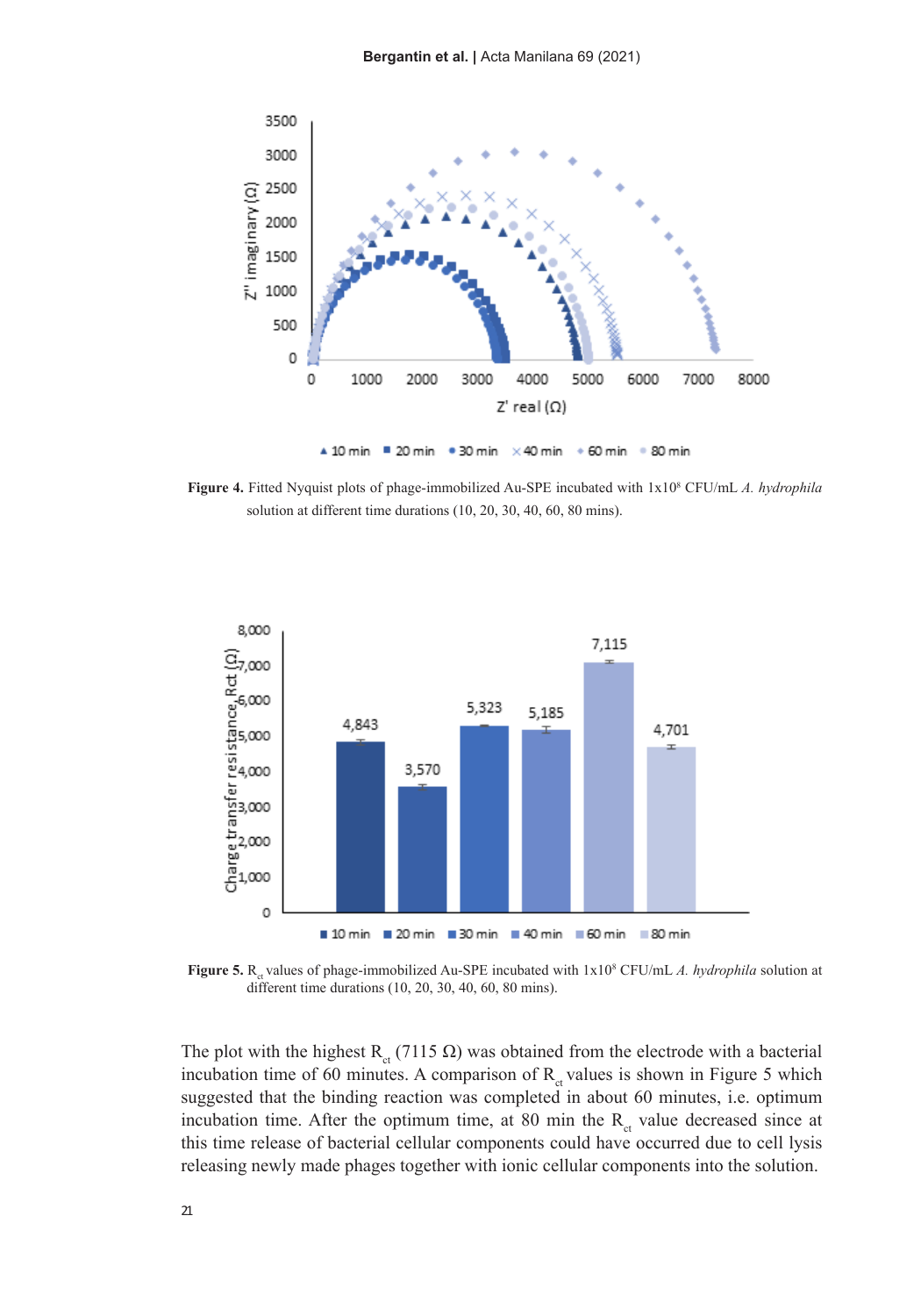**Figure 4.** Fitted Nyquist plots of phage-immobilized Au-SPE incubated with $1 \times 10^8$ CFU/mL *A. hydrophila* solution at different time durations (10, 20, 30, 40, 60, 80 mins).

**Figure 5.** $R_{ct}$ values of phage-immobilized Au-SPE incubated with $1 \times 10^8$ CFU/mL *A. hydrophila* solution at different time durations (10, 20, 30, 40, 60, 80 mins).

The plot with the highest $R_{ct}$ (7115 Ω) was obtained from the electrode with a bacterial incubation time of 60 minutes. A comparison of $R_{ct}$ values is shown in Figure 5 which suggested that the binding reaction was completed in about 60 minutes, i.e. optimum incubation time. After the optimum time, at 80 min the $R_{ct}$ value decreased since at this time release of bacterial cellular components could have occurred due to cell lysis releasing newly made phages together with ionic cellular components into the solution.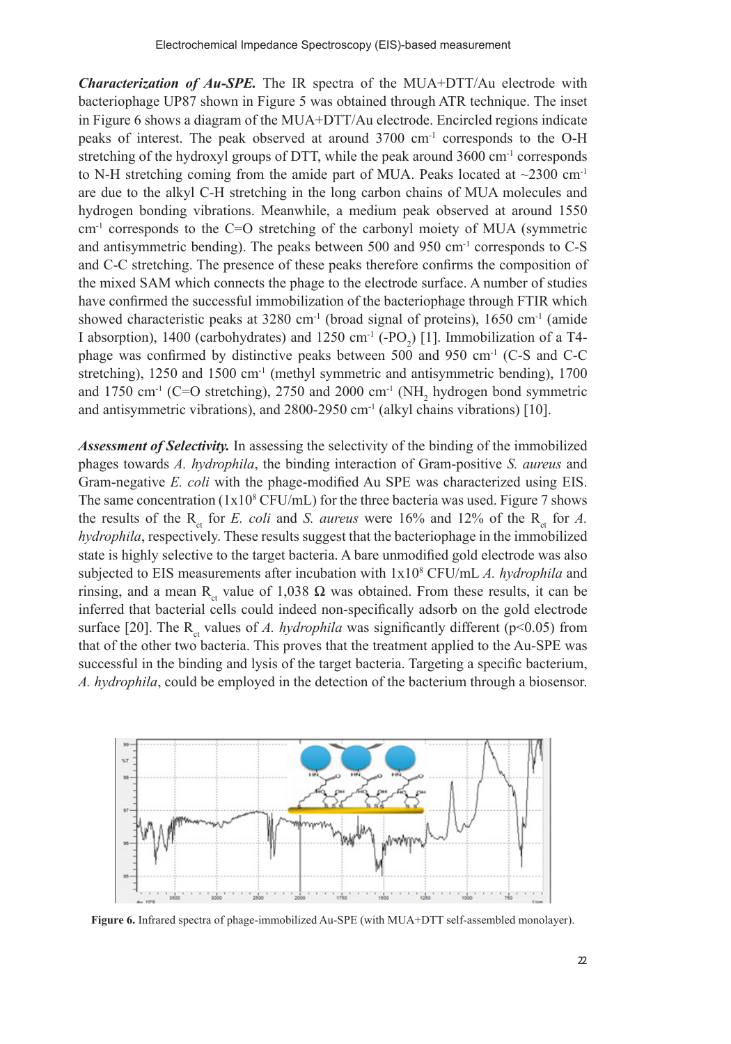***Characterization of Au-SPE.*** The IR spectra of the MUA+DTT/Au electrode with bacteriophage UP87 shown in Figure 5 was obtained through ATR technique. The inset in Figure 6 shows a diagram of the MUA+DTT/Au electrode. Encircled regions indicate peaks of interest. The peak observed at around 3700 $cm^{-1}$ corresponds to the O-H stretching of the hydroxyl groups of DTT, while the peak around 3600 $cm^{-1}$ corresponds to N-H stretching coming from the amide part of MUA. Peaks located at ~2300 $cm^{-1}$ are due to the alkyl C-H stretching in the long carbon chains of MUA molecules and hydrogen bonding vibrations. Meanwhile, a medium peak observed at around 1550 $cm^{-1}$ corresponds to the C=O stretching of the carbonyl moiety of MUA (symmetric and antisymmetric bending). The peaks between 500 and 950 $cm^{-1}$ corresponds to C-S and C-C stretching. The presence of these peaks therefore confirms the composition of the mixed SAM which connects the phage to the electrode surface. A number of studies have confirmed the successful immobilization of the bacteriophage through FTIR which showed characteristic peaks at 3280 $cm^{-1}$ (broad signal of proteins), 1650 $cm^{-1}$ (amide I absorption), 1400 (carbohydrates) and 1250 $cm^{-1}$ ($-PO_2$) [1]. Immobilization of a T4-phage was confirmed by distinctive peaks between 500 and 950 $cm^{-1}$ (C-S and C-C stretching), 1250 and 1500 $cm^{-1}$ (methyl symmetric and antisymmetric bending), 1700 and 1750 $cm^{-1}$ (C=O stretching), 2750 and 2000 $cm^{-1}$ ($NH_2$ hydrogen bond symmetric and antisymmetric vibrations), and 2800-2950 $cm^{-1}$ (alkyl chains vibrations) [10].

***Assessment of Selectivity.*** In assessing the selectivity of the binding of the immobilized phages towards *A. hydrophila*, the binding interaction of Gram-positive *S. aureus* and Gram-negative *E. coli* with the phage-modified Au SPE was characterized using EIS. The same concentration ($1 \times 10^8$ CFU/mL) for the three bacteria was used. Figure 7 shows the results of the $R_{ct}$ for *E. coli* and *S. aureus* were 16% and 12% of the $R_{ct}$ for *A. hydrophila*, respectively. These results suggest that the bacteriophage in the immobilized state is highly selective to the target bacteria. A bare unmodified gold electrode was also subjected to EIS measurements after incubation with $1 \times 10^8$ CFU/mL *A. hydrophila* and rinsing, and a mean $R_{ct}$ value of 1,038 Ω was obtained. From these results, it can be inferred that bacterial cells could indeed non-specifically adsorb on the gold electrode surface [20]. The $R_{ct}$ values of *A. hydrophila* was significantly different ($p<0.05$) from that of the other two bacteria. This proves that the treatment applied to the Au-SPE was successful in the binding and lysis of the target bacteria. Targeting a specific bacterium, *A. hydrophila*, could be employed in the detection of the bacterium through a biosensor.

**Figure 6.** Infrared spectra of phage-immobilized Au-SPE (with MUA+DTT self-assembled monolayer).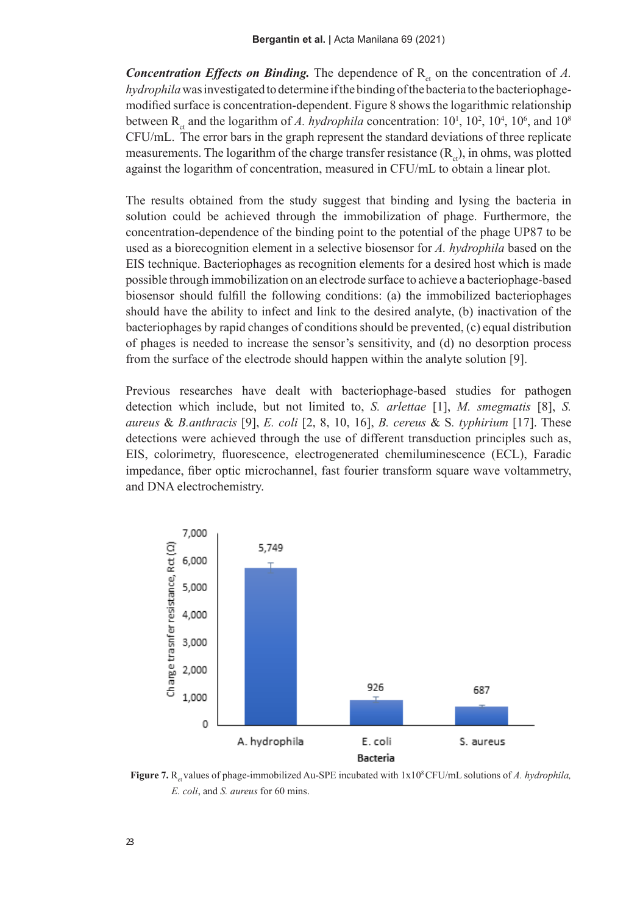***Concentration Effects on Binding.*** The dependence of $R_{ct}$ on the concentration of *A. hydrophila* was investigated to determine if the binding of the bacteria to the bacteriophage-modified surface is concentration-dependent. Figure 8 shows the logarithmic relationship between $R_{ct}$ and the logarithm of *A. hydrophila* concentration: $10^1$, $10^2$, $10^4$, $10^6$, and $10^8$ CFU/mL. The error bars in the graph represent the standard deviations of three replicate measurements. The logarithm of the charge transfer resistance ($R_{ct}$), in ohms, was plotted against the logarithm of concentration, measured in CFU/mL to obtain a linear plot.

The results obtained from the study suggest that binding and lysing the bacteria in solution could be achieved through the immobilization of phage. Furthermore, the concentration-dependence of the binding point to the potential of the phage UP87 to be used as a biorecognition element in a selective biosensor for *A. hydrophila* based on the EIS technique. Bacteriophages as recognition elements for a desired host which is made possible through immobilization on an electrode surface to achieve a bacteriophage-based biosensor should fulfill the following conditions: (a) the immobilized bacteriophages should have the ability to infect and link to the desired analyte, (b) inactivation of the bacteriophages by rapid changes of conditions should be prevented, (c) equal distribution of phages is needed to increase the sensor's sensitivity, and (d) no desorption process from the surface of the electrode should happen within the analyte solution [9].

Previous researches have dealt with bacteriophage-based studies for pathogen detection which include, but not limited to, *S. arlettae* [1], *M. smegmatis* [8], *S. aureus* & *B.anthracis* [9], *E. coli* [2, 8, 10, 16], *B. cereus* & S. *typhirium* [17]. These detections were achieved through the use of different transduction principles such as, EIS, colorimetry, fluorescence, electrogenerated chemiluminescence (ECL), Faradic impedance, fiber optic microchannel, fast fourier transform square wave voltammetry, and DNA electrochemistry.

**Figure 7.** $R_{ct}$ values of phage-immobilized Au-SPE incubated with $1 \times 10^8$ CFU/mL solutions of *A. hydrophila, E. coli*, and *S. aureus* for 60 mins.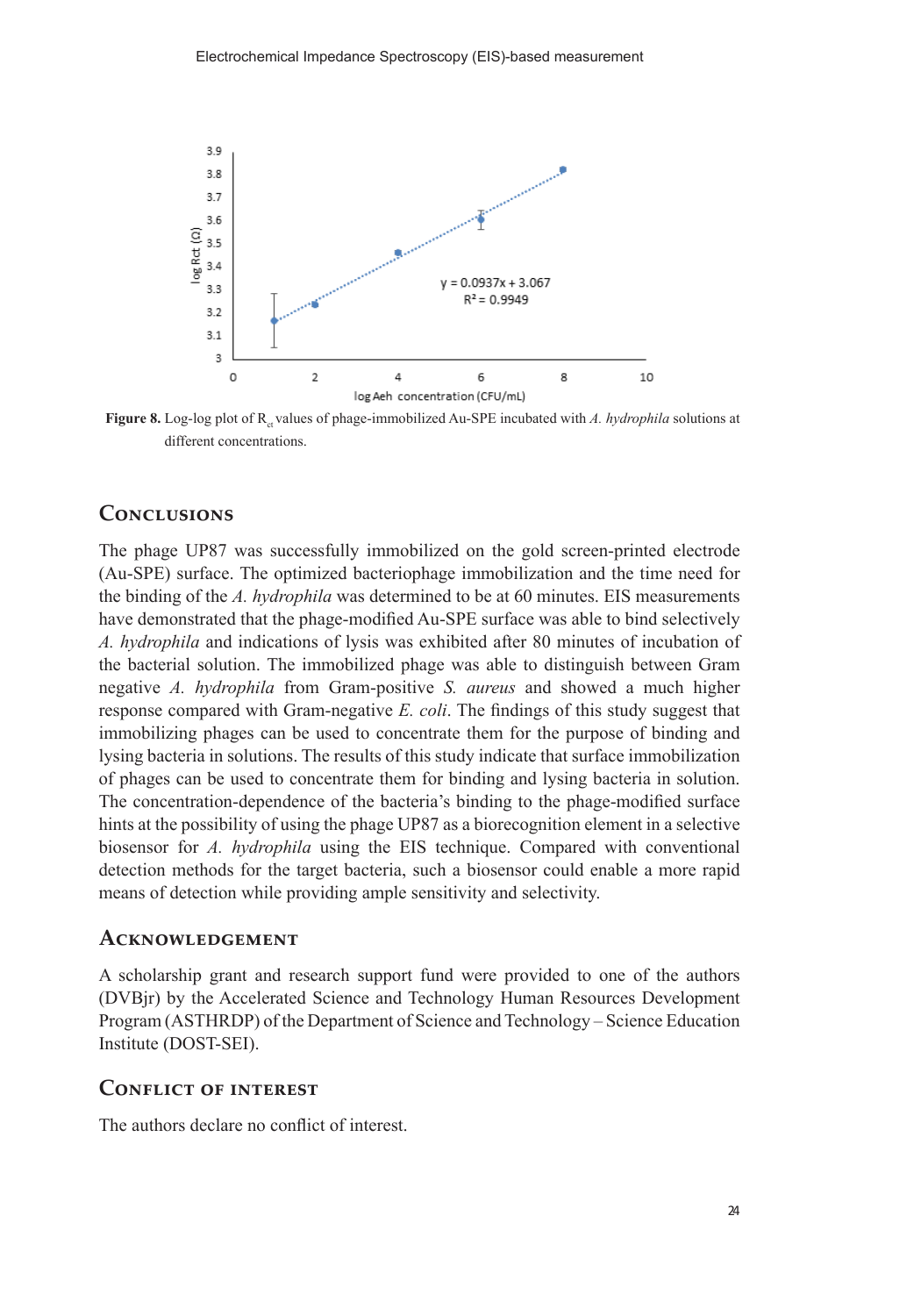Figure 8. Log-log plot of $R_{ct}$ values of phage-immobilized Au-SPE incubated with *A. hydrophila* solutions at different concentrations.

## Conclusions

The phage UP87 was successfully immobilized on the gold screen-printed electrode (Au-SPE) surface. The optimized bacteriophage immobilization and the time need for the binding of the *A. hydrophila* was determined to be at 60 minutes. EIS measurements have demonstrated that the phage-modified Au-SPE surface was able to bind selectively *A. hydrophila* and indications of lysis was exhibited after 80 minutes of incubation of the bacterial solution. The immobilized phage was able to distinguish between Gram negative *A. hydrophila* from Gram-positive *S. aureus* and showed a much higher response compared with Gram-negative *E. coli*. The findings of this study suggest that immobilizing phages can be used to concentrate them for the purpose of binding and lysing bacteria in solutions. The results of this study indicate that surface immobilization of phages can be used to concentrate them for binding and lysing bacteria in solution. The concentration-dependence of the bacteria's binding to the phage-modified surface hints at the possibility of using the phage UP87 as a biorecognition element in a selective biosensor for *A. hydrophila* using the EIS technique. Compared with conventional detection methods for the target bacteria, such a biosensor could enable a more rapid means of detection while providing ample sensitivity and selectivity.

## Acknowledgement

A scholarship grant and research support fund were provided to one of the authors (DVBjr) by the Accelerated Science and Technology Human Resources Development Program (ASTHRDP) of the Department of Science and Technology – Science Education Institute (DOST-SEI).

## Conflict of Interest

The authors declare no conflict of interest.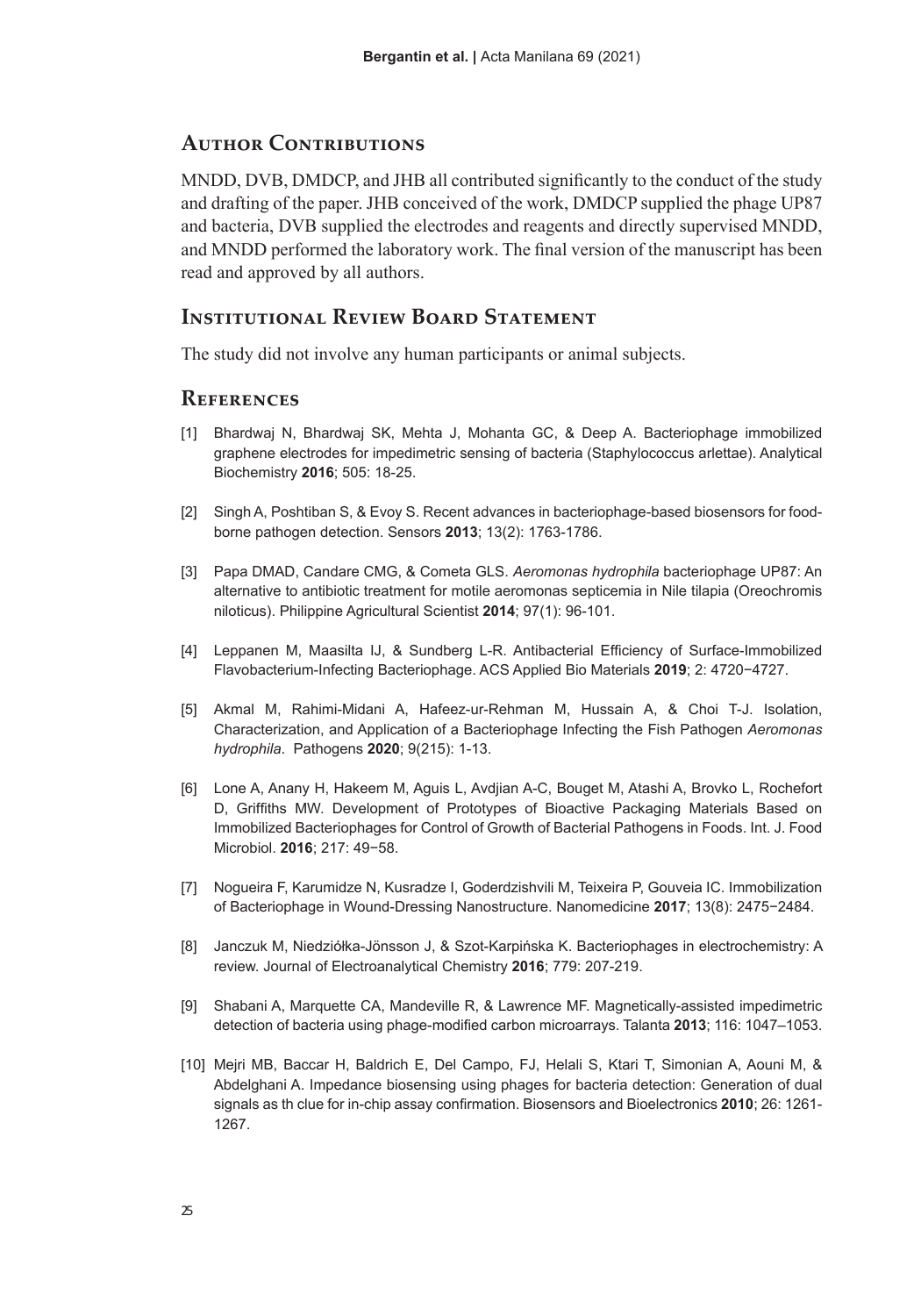## Author Contributions

MNDD, DVB, DMDCP, and JHB all contributed significantly to the conduct of the study and drafting of the paper. JHB conceived of the work, DMDCP supplied the phage UP87 and bacteria, DVB supplied the electrodes and reagents and directly supervised MNDD, and MNDD performed the laboratory work. The final version of the manuscript has been read and approved by all authors.

## Institutional Review Board Statement

The study did not involve any human participants or animal subjects.

## References

[1] Bhardwaj N, Bhardwaj SK, Mehta J, Mohanta GC, & Deep A. Bacteriophage immobilized graphene electrodes for impedimetric sensing of bacteria (Staphylococcus arlettae). Analytical Biochemistry **2016**; 505: 18-25.

[2] Singh A, Poshtiban S, & Evoy S. Recent advances in bacteriophage-based biosensors for food-borne pathogen detection. Sensors **2013**; 13(2): 1763-1786.

[3] Papa DMAD, Candare CMG, & Cometa GLS. *Aeromonas hydrophila* bacteriophage UP87: An alternative to antibiotic treatment for motile aeromonas septicemia in Nile tilapia (Oreochromis niloticus). Philippine Agricultural Scientist **2014**; 97(1): 96-101.

[4] Leppanen M, Maasilta IJ, & Sundberg L-R. Antibacterial Efficiency of Surface-Immobilized Flavobacterium-Infecting Bacteriophage. ACS Applied Bio Materials **2019**; 2: 4720−4727.

[5] Akmal M, Rahimi-Midani A, Hafeez-ur-Rehman M, Hussain A, & Choi T-J. Isolation, Characterization, and Application of a Bacteriophage Infecting the Fish Pathogen *Aeromonas hydrophila*. Pathogens **2020**; 9(215): 1-13.

[6] Lone A, Anany H, Hakeem M, Aguis L, Avdjian A-C, Bouget M, Atashi A, Brovko L, Rochefort D, Griffiths MW. Development of Prototypes of Bioactive Packaging Materials Based on Immobilized Bacteriophages for Control of Growth of Bacterial Pathogens in Foods. Int. J. Food Microbiol. **2016**; 217: 49−58.

[7] Nogueira F, Karumidze N, Kusradze I, Goderdzishvili M, Teixeira P, Gouveia IC. Immobilization of Bacteriophage in Wound-Dressing Nanostructure. Nanomedicine **2017**; 13(8): 2475−2484.

[8] Janczuk M, Niedziółka-Jönsson J, & Szot-Karpińska K. Bacteriophages in electrochemistry: A review. Journal of Electroanalytical Chemistry **2016**; 779: 207-219.

[9] Shabani A, Marquette CA, Mandeville R, & Lawrence MF. Magnetically-assisted impedimetric detection of bacteria using phage-modified carbon microarrays. Talanta **2013**; 116: 1047–1053.

[10] Mejri MB, Baccar H, Baldrich E, Del Campo, FJ, Helali S, Ktari T, Simonian A, Aouni M, & Abdelghani A. Impedance biosensing using phages for bacteria detection: Generation of dual signals as th clue for in-chip assay confirmation. Biosensors and Bioelectronics **2010**; 26: 1261-1267.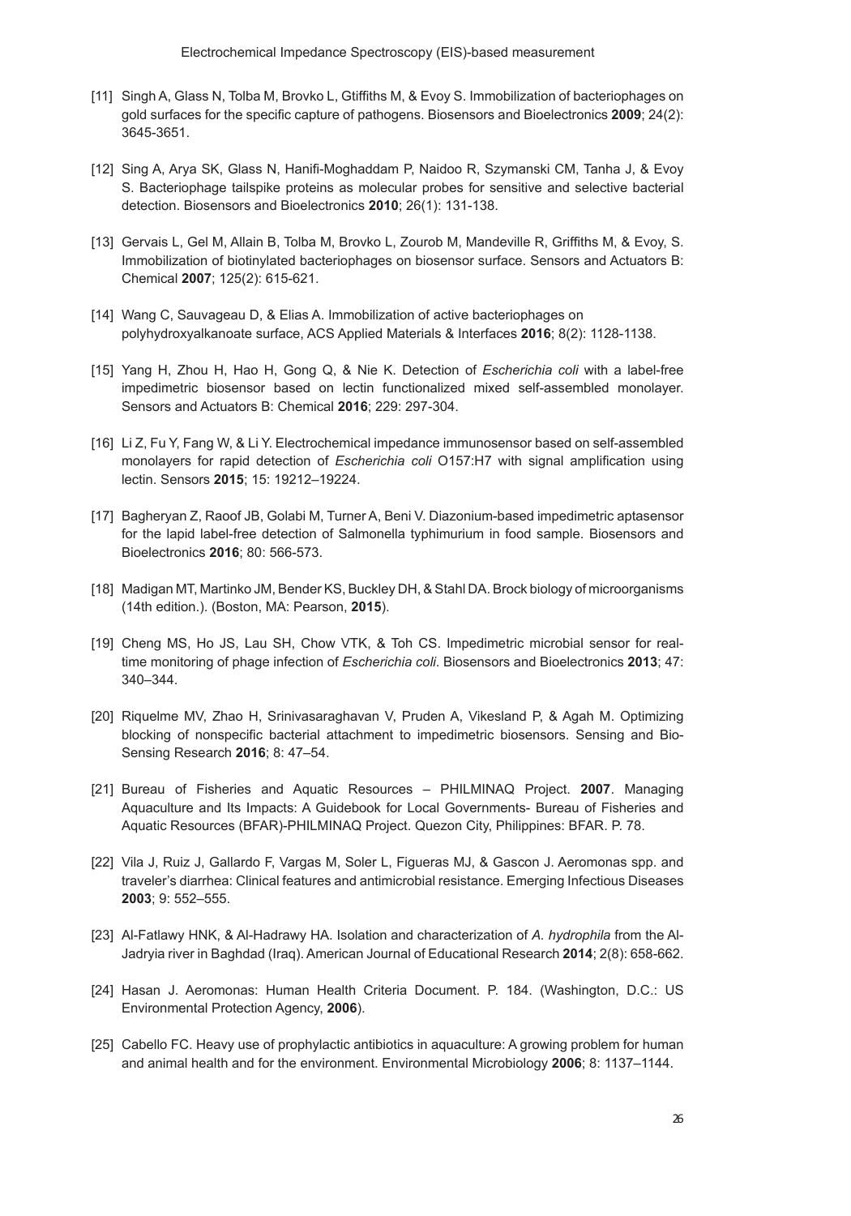[11] Singh A, Glass N, Tolba M, Brovko L, Gtiffiths M, & Evoy S. Immobilization of bacteriophages on gold surfaces for the specific capture of pathogens. Biosensors and Bioelectronics **2009**; 24(2): 3645-3651.

[12] Sing A, Arya SK, Glass N, Hanifi-Moghaddam P, Naidoo R, Szymanski CM, Tanha J, & Evoy S. Bacteriophage tailspike proteins as molecular probes for sensitive and selective bacterial detection. Biosensors and Bioelectronics **2010**; 26(1): 131-138.

[13] Gervais L, Gel M, Allain B, Tolba M, Brovko L, Zourob M, Mandeville R, Griffiths M, & Evoy, S. Immobilization of biotinylated bacteriophages on biosensor surface. Sensors and Actuators B: Chemical **2007**; 125(2): 615-621.

[14] Wang C, Sauvageau D, & Elias A. Immobilization of active bacteriophages on polyhydroxyalkanoate surface, ACS Applied Materials & Interfaces **2016**; 8(2): 1128-1138.

[15] Yang H, Zhou H, Hao H, Gong Q, & Nie K. Detection of *Escherichia coli* with a label-free impedimetric biosensor based on lectin functionalized mixed self-assembled monolayer. Sensors and Actuators B: Chemical **2016**; 229: 297-304.

[16] Li Z, Fu Y, Fang W, & Li Y. Electrochemical impedance immunosensor based on self-assembled monolayers for rapid detection of *Escherichia coli* O157:H7 with signal amplification using lectin. Sensors **2015**; 15: 19212–19224.

[17] Bagheryan Z, Raoof JB, Golabi M, Turner A, Beni V. Diazonium-based impedimetric aptasensor for the lapid label-free detection of Salmonella typhimurium in food sample. Biosensors and Bioelectronics **2016**; 80: 566-573.

[18] Madigan MT, Martinko JM, Bender KS, Buckley DH, & Stahl DA. Brock biology of microorganisms (14th edition.). (Boston, MA: Pearson, **2015**).

[19] Cheng MS, Ho JS, Lau SH, Chow VTK, & Toh CS. Impedimetric microbial sensor for real-time monitoring of phage infection of *Escherichia coli*. Biosensors and Bioelectronics **2013**; 47: 340–344.

[20] Riquelme MV, Zhao H, Srinivasaraghavan V, Pruden A, Vikesland P, & Agah M. Optimizing blocking of nonspecific bacterial attachment to impedimetric biosensors. Sensing and Bio-Sensing Research **2016**; 8: 47–54.

[21] Bureau of Fisheries and Aquatic Resources – PHILMINAQ Project. **2007**. Managing Aquaculture and Its Impacts: A Guidebook for Local Governments- Bureau of Fisheries and Aquatic Resources (BFAR)-PHILMINAQ Project. Quezon City, Philippines: BFAR. P. 78.

[22] Vila J, Ruiz J, Gallardo F, Vargas M, Soler L, Figueras MJ, & Gascon J. Aeromonas spp. and traveler's diarrhea: Clinical features and antimicrobial resistance. Emerging Infectious Diseases **2003**; 9: 552–555.

[23] Al-Fatlawy HNK, & Al-Hadrawy HA. Isolation and characterization of *A. hydrophila* from the Al-Jadryia river in Baghdad (Iraq). American Journal of Educational Research **2014**; 2(8): 658-662.

[24] Hasan J. Aeromonas: Human Health Criteria Document. P. 184. (Washington, D.C.: US Environmental Protection Agency, **2006**).

[25] Cabello FC. Heavy use of prophylactic antibiotics in aquaculture: A growing problem for human and animal health and for the environment. Environmental Microbiology **2006**; 8: 1137–1144.